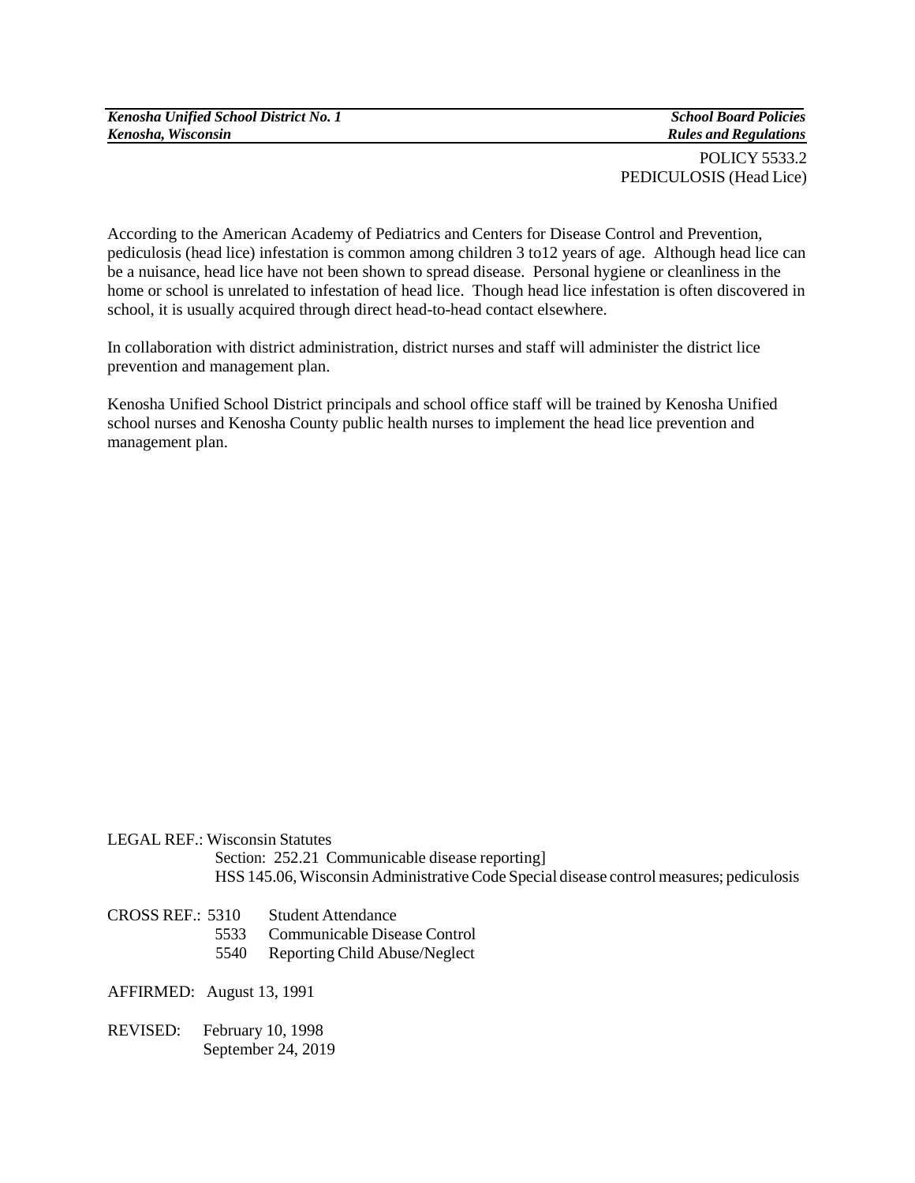*Kenosha Unified School District No. 1*
*Kenosha, Wisconsin*

*School Board Policies*
*Rules and Regulations*

POLICY 5533.2
PEDICULOSIS (Head Lice)

According to the American Academy of Pediatrics and Centers for Disease Control and Prevention, pediculosis (head lice) infestation is common among children 3 to12 years of age. Although head lice can be a nuisance, head lice have not been shown to spread disease. Personal hygiene or cleanliness in the home or school is unrelated to infestation of head lice. Though head lice infestation is often discovered in school, it is usually acquired through direct head-to-head contact elsewhere.

In collaboration with district administration, district nurses and staff will administer the district lice prevention and management plan.

Kenosha Unified School District principals and school office staff will be trained by Kenosha Unified school nurses and Kenosha County public health nurses to implement the head lice prevention and management plan.

LEGAL REF.: Wisconsin Statutes
Section: 252.21 Communicable disease reporting]
HSS 145.06, Wisconsin Administrative Code Special disease control measures; pediculosis

CROSS REF.: 5310 Student Attendance
5533 Communicable Disease Control
5540 Reporting Child Abuse/Neglect

AFFIRMED: August 13, 1991

REVISED: February 10, 1998
September 24, 2019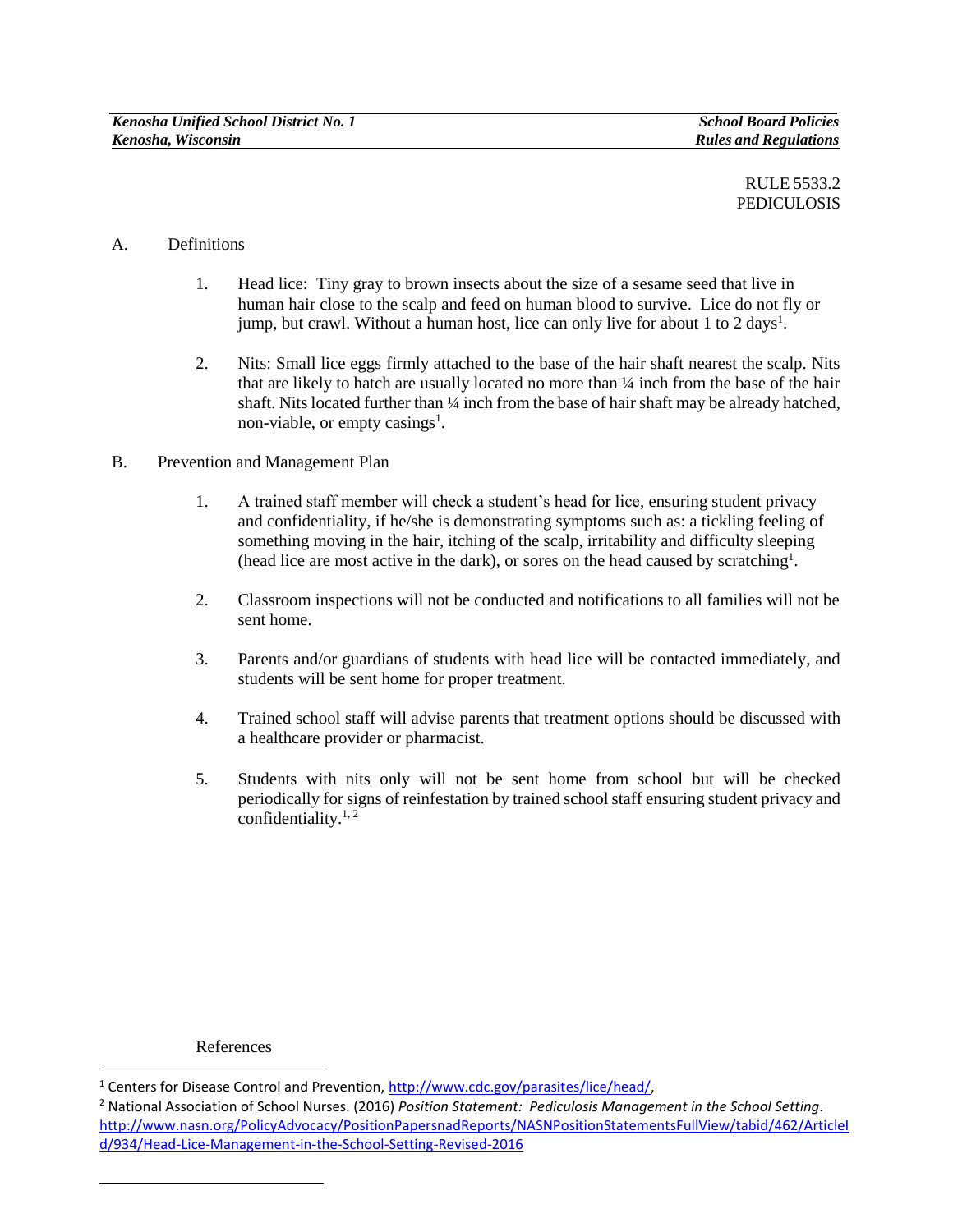RULE 5533.2
PEDICULOSIS

A. Definitions

1. Head lice: Tiny gray to brown insects about the size of a sesame seed that live in human hair close to the scalp and feed on human blood to survive. Lice do not fly or jump, but crawl. Without a human host, lice can only live for about 1 to 2 days[1].

2. Nits: Small lice eggs firmly attached to the base of the hair shaft nearest the scalp. Nits that are likely to hatch are usually located no more than ¼ inch from the base of the hair shaft. Nits located further than ¼ inch from the base of hair shaft may be already hatched, non-viable, or empty casings[1].

B. Prevention and Management Plan

1. A trained staff member will check a student's head for lice, ensuring student privacy and confidentiality, if he/she is demonstrating symptoms such as: a tickling feeling of something moving in the hair, itching of the scalp, irritability and difficulty sleeping (head lice are most active in the dark), or sores on the head caused by scratching[1].

2. Classroom inspections will not be conducted and notifications to all families will not be sent home.

3. Parents and/or guardians of students with head lice will be contacted immediately, and students will be sent home for proper treatment.

4. Trained school staff will advise parents that treatment options should be discussed with a healthcare provider or pharmacist.

5. Students with nits only will not be sent home from school but will be checked periodically for signs of reinfestation by trained school staff ensuring student privacy and confidentiality.[1, 2]

References

[1] Centers for Disease Control and Prevention, http://www.cdc.gov/parasites/lice/head/,

[2] National Association of School Nurses. (2016) *Position Statement: Pediculosis Management in the School Setting*. http://www.nasn.org/PolicyAdvocacy/PositionPapersnadReports/NASNPositionStatementsFullView/tabid/462/ArticleId/934/Head-Lice-Management-in-the-School-Setting-Revised-2016